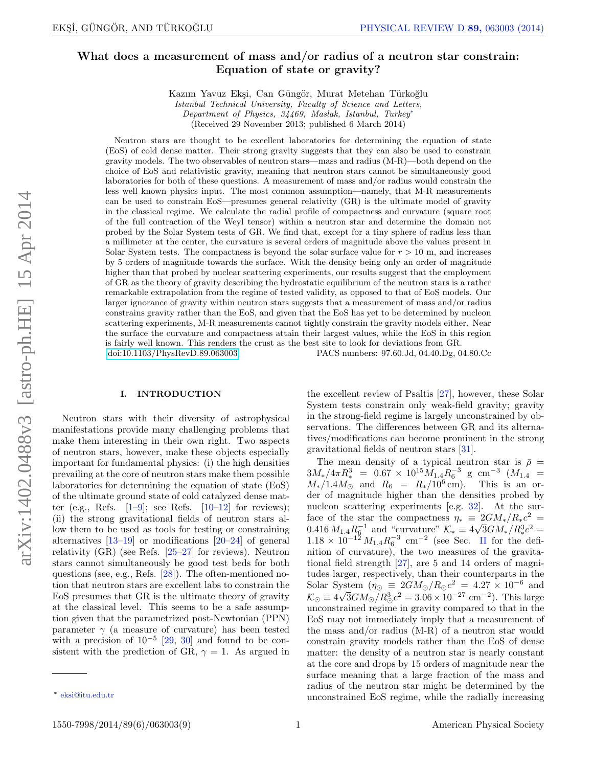# What does a measurement of mass and/or radius of a neutron star constrain: Equation of state or gravity?

Kazım Yavuz Ekşi, Can Güngör, Murat Metehan Türkoğlu

*Istanbul Technical University, Faculty of Science and Letters, Department of Physics, 34469, Maslak, Istanbul, Turkey*[*]

(Received 29 November 2013; published 6 March 2014)

Neutron stars are thought to be excellent laboratories for determining the equation of state (EoS) of cold dense matter. Their strong gravity suggests that they can also be used to constrain gravity models. The two observables of neutron stars—mass and radius (M-R)—both depend on the choice of EoS and relativistic gravity, meaning that neutron stars cannot be simultaneously good laboratories for both of these questions. A measurement of mass and/or radius would constrain the less well known physics input. The most common assumption—namely, that M-R measurements can be used to constrain EoS—presumes general relativity (GR) is the ultimate model of gravity in the classical regime. We calculate the radial profile of compactness and curvature (square root of the full contraction of the Weyl tensor) within a neutron star and determine the domain not probed by the Solar System tests of GR. We find that, except for a tiny sphere of radius less than a millimeter at the center, the curvature is several orders of magnitude above the values present in Solar System tests. The compactness is beyond the solar surface value for $r > 10$ m, and increases by 5 orders of magnitude towards the surface. With the density being only an order of magnitude higher than that probed by nuclear scattering experiments, our results suggest that the employment of GR as the theory of gravity describing the hydrostatic equilibrium of the neutron stars is a rather remarkable extrapolation from the regime of tested validity, as opposed to that of EoS models. Our larger ignorance of gravity within neutron stars suggests that a measurement of mass and/or radius constrains gravity rather than the EoS, and given that the EoS has yet to be determined by nucleon scattering experiments, M-R measurements cannot tightly constrain the gravity models either. Near the surface the curvature and compactness attain their largest values, while the EoS in this region is fairly well known. This renders the crust as the best site to look for deviations from GR.

doi:10.1103/PhysRevD.89.063003 PACS numbers: 97.60.Jd, 04.40.Dg, 04.80.Cc

## I. INTRODUCTION

Neutron stars with their diversity of astrophysical manifestations provide many challenging problems that make them interesting in their own right. Two aspects of neutron stars, however, make these objects especially important for fundamental physics: (i) the high densities prevailing at the core of neutron stars make them possible laboratories for determining the equation of state (EoS) of the ultimate ground state of cold catalyzed dense matter (e.g., Refs. [1–9]; see Refs. [10–12] for reviews); (ii) the strong gravitational fields of neutron stars allow them to be used as tools for testing or constraining alternatives [13–19] or modifications [20–24] of general relativity (GR) (see Refs. [25–27] for reviews). Neutron stars cannot simultaneously be good test beds for both questions (see, e.g., Refs. [28]). The often-mentioned notion that neutron stars are excellent labs to constrain the EoS presumes that GR is the ultimate theory of gravity at the classical level. This seems to be a safe assumption given that the parametrized post-Newtonian (PPN) parameter $\gamma$ (a measure of curvature) has been tested with a precision of $10^{-5}$ [29, 30] and found to be consistent with the prediction of GR, $\gamma = 1$. As argued in the excellent review of Psaltis [27], however, these Solar System tests constrain only weak-field gravity; gravity in the strong-field regime is largely unconstrained by observations. The differences between GR and its alternatives/modifications can become prominent in the strong gravitational fields of neutron stars [31].

The mean density of a typical neutron star is $\bar{\rho} = 3M_*/4\pi R_*^3 = 0.67 \times 10^{15} M_{1.4} R_6^{-3}$ g cm$^{-3}$ ($M_{1.4} = M_*/1.4M_\odot$ and $R_6 = R_*/10^6$ cm). This is an order of magnitude higher than the densities probed by nucleon scattering experiments [e.g. 32]. At the surface of the star the compactness $\eta_* \equiv 2GM_*/R_*c^2 = 0.416\, M_{1.4} R_6^{-1}$ and "curvature" $\mathcal{K}_* \equiv 4\sqrt{3}GM_*/R_*^3c^2 = 1.18 \times 10^{-12}\, M_{1.4} R_6^{-3}$ cm$^{-2}$ (see Sec. II for the definition of curvature), the two measures of the gravitational field strength [27], are 5 and 14 orders of magnitudes larger, respectively, than their counterparts in the Solar System ($\eta_\odot \equiv 2GM_\odot/R_\odot c^2 = 4.27 \times 10^{-6}$ and $\mathcal{K}_\odot \equiv 4\sqrt{3}GM_\odot/R_\odot^3c^2 = 3.06 \times 10^{-27}$ cm$^{-2}$). This large unconstrained regime in gravity compared to that in the EoS may not immediately imply that a measurement of the mass and/or radius (M-R) of a neutron star would constrain gravity models rather than the EoS of dense matter: the density of a neutron star is nearly constant at the core and drops by 15 orders of magnitude near the surface meaning that a large fraction of the mass and radius of the neutron star might be determined by the unconstrained EoS regime, while the radially increasing

[*] eksi@itu.edu.tr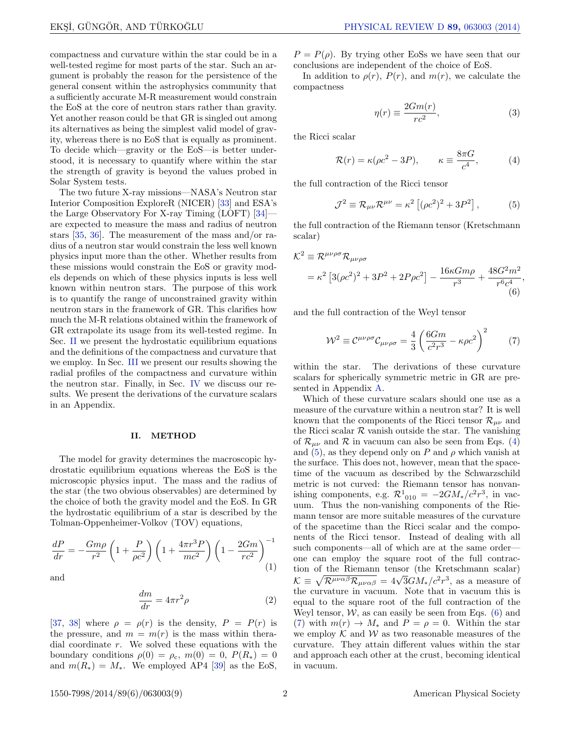compactness and curvature within the star could be in a well-tested regime for most parts of the star. Such an argument is probably the reason for the persistence of the general consent within the astrophysics community that a sufficiently accurate M-R measurement would constrain the EoS at the core of neutron stars rather than gravity. Yet another reason could be that GR is singled out among its alternatives as being the simplest valid model of gravity, whereas there is no EoS that is equally as prominent. To decide which—gravity or the EoS—is better understood, it is necessary to quantify where within the star the strength of gravity is beyond the values probed in Solar System tests.

The two future X-ray missions—NASA's Neutron star Interior Composition ExploreR (NICER) [33] and ESA's the Large Observatory For X-ray Timing (LOFT) [34]—are expected to measure the mass and radius of neutron stars [35, 36]. The measurement of the mass and/or radius of a neutron star would constrain the less well known physics input more than the other. Whether results from these missions would constrain the EoS or gravity models depends on which of these physics inputs is less well known within neutron stars. The purpose of this work is to quantify the range of unconstrained gravity within neutron stars in the framework of GR. This clarifies how much the M-R relations obtained within the framework of GR extrapolate its usage from its well-tested regime. In Sec. II we present the hydrostatic equilibrium equations and the definitions of the compactness and curvature that we employ. In Sec. III we present our results showing the radial profiles of the compactness and curvature within the neutron star. Finally, in Sec. IV we discuss our results. We present the derivations of the curvature scalars in an Appendix.

## II. METHOD

The model for gravity determines the macroscopic hydrostatic equilibrium equations whereas the EoS is the microscopic physics input. The mass and the radius of the star (the two obvious observables) are determined by the choice of both the gravity model and the EoS. In GR the hydrostatic equilibrium of a star is described by the Tolman-Oppenheimer-Volkov (TOV) equations,

$$\frac{dP}{dr} = -\frac{Gm\rho}{r^2}\left(1+\frac{P}{\rho c^2}\right)\left(1+\frac{4\pi r^3 P}{mc^2}\right)\left(1-\frac{2Gm}{rc^2}\right)^{-1} \tag{1}$$

and

$$\frac{dm}{dr} = 4\pi r^2 \rho \tag{2}$$

[37, 38] where $\rho = \rho(r)$ is the density, $P = P(r)$ is the pressure, and $m = m(r)$ is the mass within theradial coordinate $r$. We solved these equations with the boundary conditions $\rho(0) = \rho_c$, $m(0) = 0$, $P(R_*) = 0$ and $m(R_*) = M_*$. We employed AP4 [39] as the EoS, $P = P(\rho)$. By trying other EoSs we have seen that our conclusions are independent of the choice of EoS.

In addition to $\rho(r)$, $P(r)$, and $m(r)$, we calculate the compactness

$$\eta(r) \equiv \frac{2Gm(r)}{rc^2}, \tag{3}$$

the Ricci scalar

$$\mathcal{R}(r) = \kappa(\rho c^2 - 3P), \qquad \kappa \equiv \frac{8\pi G}{c^4}, \tag{4}$$

the full contraction of the Ricci tensor

$$\mathcal{J}^2 \equiv \mathcal{R}_{\mu\nu}\mathcal{R}^{\mu\nu} = \kappa^2\left[(\rho c^2)^2 + 3P^2\right], \tag{5}$$

the full contraction of the Riemann tensor (Kretschmann scalar)

$$\begin{aligned}\mathcal{K}^2 &\equiv \mathcal{R}^{\mu\nu\rho\sigma}\mathcal{R}_{\mu\nu\rho\sigma} \\ &= \kappa^2\left[3(\rho c^2)^2 + 3P^2 + 2P\rho c^2\right] - \frac{16\kappa G m \rho}{r^3} + \frac{48 G^2 m^2}{r^6 c^4},\end{aligned} \tag{6}$$

and the full contraction of the Weyl tensor

$$\mathcal{W}^2 \equiv \mathcal{C}^{\mu\nu\rho\sigma}\mathcal{C}_{\mu\nu\rho\sigma} = \frac{4}{3}\left(\frac{6Gm}{c^2 r^3} - \kappa\rho c^2\right)^2 \tag{7}$$

within the star. The derivations of these curvature scalars for spherically symmetric metric in GR are presented in Appendix A.

Which of these curvature scalars should one use as a measure of the curvature within a neutron star? It is well known that the components of the Ricci tensor $\mathcal{R}_{\mu\nu}$ and the Ricci scalar $\mathcal{R}$ vanish outside the star. The vanishing of $\mathcal{R}_{\mu\nu}$ and $\mathcal{R}$ in vacuum can also be seen from Eqs. (4) and (5), as they depend only on $P$ and $\rho$ which vanish at the surface. This does not, however, mean that the spacetime of the vacuum as described by the Schwarzschild metric is not curved: the Riemann tensor has nonvanishing components, e.g. ${\mathcal{R}^1}_{010} = -2GM_*/c^2r^3$, in vacuum. Thus the non-vanishing components of the Riemann tensor are more suitable measures of the curvature of the spacetime than the Ricci scalar and the components of the Ricci tensor. Instead of dealing with all such components—all of which are at the same order—one can employ the square root of the full contraction of the Riemann tensor (the Kretschmann scalar) $\mathcal{K} \equiv \sqrt{\mathcal{R}^{\mu\nu\alpha\beta}\mathcal{R}_{\mu\nu\alpha\beta}} = 4\sqrt{3}GM_*/c^2r^3$, as a measure of the curvature in vacuum. Note that in vacuum this is equal to the square root of the full contraction of the Weyl tensor, $\mathcal{W}$, as can easily be seen from Eqs. (6) and (7) with $m(r) \to M_*$ and $P = \rho = 0$. Within the star we employ $\mathcal{K}$ and $\mathcal{W}$ as two reasonable measures of the curvature. They attain different values within the star and approach each other at the crust, becoming identical in vacuum.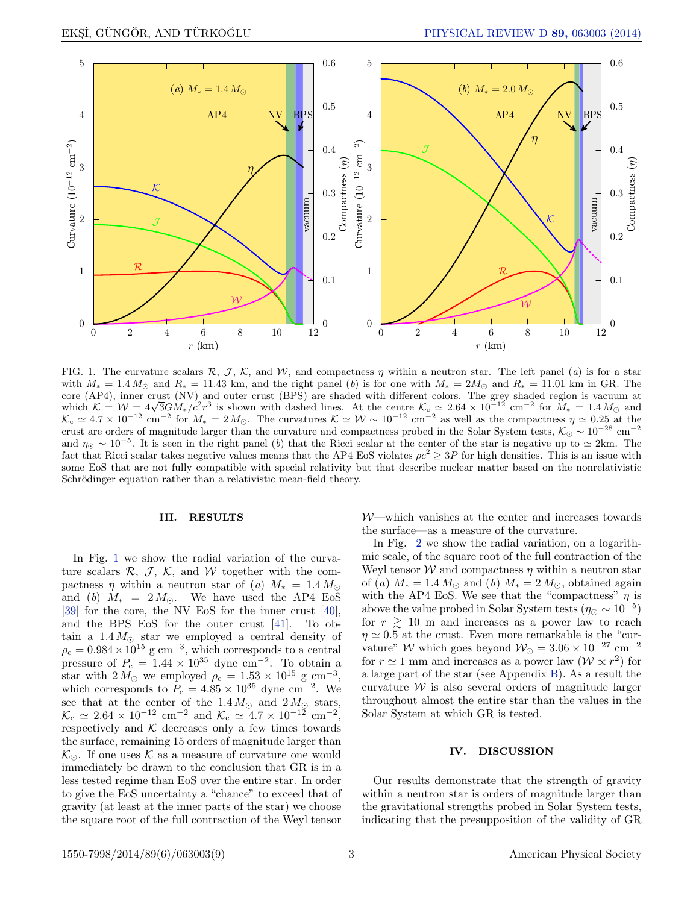FIG. 1. The curvature scalars $\mathcal{R}$, $\mathcal{J}$, $\mathcal{K}$, and $\mathcal{W}$, and compactness $\eta$ within a neutron star. The left panel $(a)$ is for a star with $M_* = 1.4\,M_\odot$ and $R_* = 11.43$ km, and the right panel $(b)$ is for one with $M_* = 2M_\odot$ and $R_* = 11.01$ km in GR. The core (AP4), inner crust (NV) and outer crust (BPS) are shaded with different colors. The grey shaded region is vacuum at which $\mathcal{K} = \mathcal{W} = 4\sqrt{3}GM_*/c^2r^3$ is shown with dashed lines. At the centre $\mathcal{K}_c \simeq 2.64 \times 10^{-12}$ cm$^{-2}$ for $M_* = 1.4\,M_\odot$ and $\mathcal{K}_c \simeq 4.7 \times 10^{-12}$ cm$^{-2}$ for $M_* = 2\,M_\odot$. The curvatures $\mathcal{K} \simeq \mathcal{W} \sim 10^{-12}$ cm$^{-2}$ as well as the compactness $\eta \simeq 0.25$ at the crust are orders of magnitude larger than the curvature and compactness probed in the Solar System tests, $\mathcal{K}_\odot \sim 10^{-28}$ cm$^{-2}$ and $\eta_\odot \sim 10^{-5}$. It is seen in the right panel $(b)$ that the Ricci scalar at the center of the star is negative up to $\simeq 2$km. The fact that Ricci scalar takes negative values means that the AP4 EoS violates $\rho c^2 \geq 3P$ for high densities. This is an issue with some EoS that are not fully compatible with special relativity but that describe nuclear matter based on the nonrelativistic Schrödinger equation rather than a relativistic mean-field theory.

## III. RESULTS

In Fig. 1 we show the radial variation of the curvature scalars $\mathcal{R}$, $\mathcal{J}$, $\mathcal{K}$, and $\mathcal{W}$ together with the compactness $\eta$ within a neutron star of $(a)$ $M_* = 1.4\,M_\odot$ and $(b)$ $M_* = 2\,M_\odot$. We have used the AP4 EoS [39] for the core, the NV EoS for the inner crust [40], and the BPS EoS for the outer crust [41]. To obtain a $1.4\,M_\odot$ star we employed a central density of $\rho_c = 0.984 \times 10^{15}$ g cm$^{-3}$, which corresponds to a central pressure of $P_c = 1.44 \times 10^{35}$ dyne cm$^{-2}$. To obtain a star with $2\,M_\odot$ we employed $\rho_c = 1.53 \times 10^{15}$ g cm$^{-3}$, which corresponds to $P_c = 4.85 \times 10^{35}$ dyne cm$^{-2}$. We see that at the center of the $1.4\,M_\odot$ and $2\,M_\odot$ stars, $\mathcal{K}_c \simeq 2.64 \times 10^{-12}$ cm$^{-2}$ and $\mathcal{K}_c \simeq 4.7 \times 10^{-12}$ cm$^{-2}$, respectively and $\mathcal{K}$ decreases only a few times towards the surface, remaining 15 orders of magnitude larger than $\mathcal{K}_\odot$. If one uses $\mathcal{K}$ as a measure of curvature one would immediately be drawn to the conclusion that GR is in a less tested regime than EoS over the entire star. In order to give the EoS uncertainty a "chance" to exceed that of gravity (at least at the inner parts of the star) we choose the square root of the full contraction of the Weyl tensor $\mathcal{W}$—which vanishes at the center and increases towards the surface—as a measure of the curvature.

In Fig. 2 we show the radial variation, on a logarithmic scale, of the square root of the full contraction of the Weyl tensor $\mathcal{W}$ and compactness $\eta$ within a neutron star of $(a)$ $M_* = 1.4\,M_\odot$ and $(b)$ $M_* = 2\,M_\odot$, obtained again with the AP4 EoS. We see that the "compactness" $\eta$ is above the value probed in Solar System tests ($\eta_\odot \sim 10^{-5}$) for $r \gtrsim 10$ m and increases as a power law to reach $\eta \simeq 0.5$ at the crust. Even more remarkable is the "curvature" $\mathcal{W}$ which goes beyond $\mathcal{W}_\odot = 3.06 \times 10^{-27}$ cm$^{-2}$ for $r \simeq 1$ mm and increases as a power law ($\mathcal{W} \propto r^2$) for a large part of the star (see Appendix B). As a result the curvature $\mathcal{W}$ is also several orders of magnitude larger throughout almost the entire star than the values in the Solar System at which GR is tested.

## IV. DISCUSSION

Our results demonstrate that the strength of gravity within a neutron star is orders of magnitude larger than the gravitational strengths probed in Solar System tests, indicating that the presupposition of the validity of GR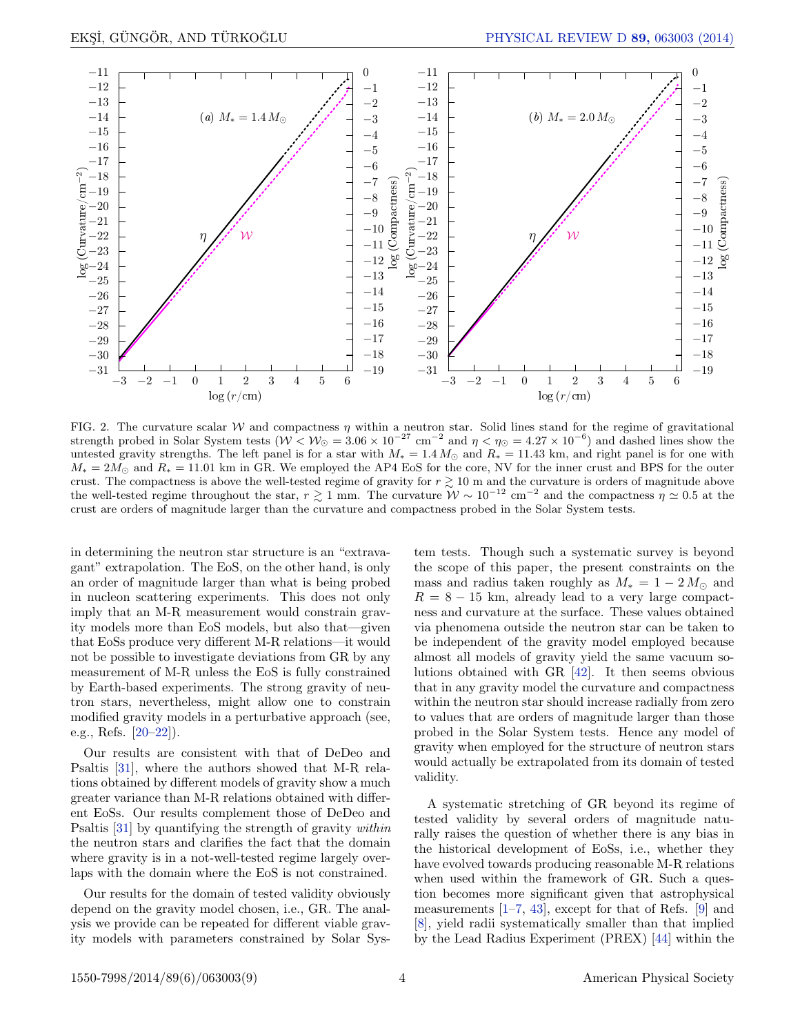FIG. 2. The curvature scalar $\mathcal{W}$ and compactness $\eta$ within a neutron star. Solid lines stand for the regime of gravitational strength probed in Solar System tests ($\mathcal{W} < \mathcal{W}_{\odot} = 3.06 \times 10^{-27}$ cm$^{-2}$ and $\eta < \eta_{\odot} = 4.27 \times 10^{-6}$) and dashed lines show the untested gravity strengths. The left panel is for a star with $M_* = 1.4\,M_{\odot}$ and $R_* = 11.43$ km, and right panel is for one with $M_* = 2M_{\odot}$ and $R_* = 11.01$ km in GR. We employed the AP4 EoS for the core, NV for the inner crust and BPS for the outer crust. The compactness is above the well-tested regime of gravity for $r \gtrsim 10$ m and the curvature is orders of magnitude above the well-tested regime throughout the star, $r \gtrsim 1$ mm. The curvature $\mathcal{W} \sim 10^{-12}$ cm$^{-2}$ and the compactness $\eta \simeq 0.5$ at the crust are orders of magnitude larger than the curvature and compactness probed in the Solar System tests.

in determining the neutron star structure is an "extravagant" extrapolation. The EoS, on the other hand, is only an order of magnitude larger than what is being probed in nucleon scattering experiments. This does not only imply that an M-R measurement would constrain gravity models more than EoS models, but also that—given that EoSs produce very different M-R relations—it would not be possible to investigate deviations from GR by any measurement of M-R unless the EoS is fully constrained by Earth-based experiments. The strong gravity of neutron stars, nevertheless, might allow one to constrain modified gravity models in a perturbative approach (see, e.g., Refs. [20–22]).

Our results are consistent with that of DeDeo and Psaltis [31], where the authors showed that M-R relations obtained by different models of gravity show a much greater variance than M-R relations obtained with different EoSs. Our results complement those of DeDeo and Psaltis [31] by quantifying the strength of gravity *within* the neutron stars and clarifies the fact that the domain where gravity is in a not-well-tested regime largely overlaps with the domain where the EoS is not constrained.

Our results for the domain of tested validity obviously depend on the gravity model chosen, i.e., GR. The analysis we provide can be repeated for different viable gravity models with parameters constrained by Solar System tests. Though such a systematic survey is beyond the scope of this paper, the present constraints on the mass and radius taken roughly as $M_* = 1 - 2\,M_{\odot}$ and $R = 8 - 15$ km, already lead to a very large compactness and curvature at the surface. These values obtained via phenomena outside the neutron star can be taken to be independent of the gravity model employed because almost all models of gravity yield the same vacuum solutions obtained with GR [42]. It then seems obvious that in any gravity model the curvature and compactness within the neutron star should increase radially from zero to values that are orders of magnitude larger than those probed in the Solar System tests. Hence any model of gravity when employed for the structure of neutron stars would actually be extrapolated from its domain of tested validity.

A systematic stretching of GR beyond its regime of tested validity by several orders of magnitude naturally raises the question of whether there is any bias in the historical development of EoSs, i.e., whether they have evolved towards producing reasonable M-R relations when used within the framework of GR. Such a question becomes more significant given that astrophysical measurements [1–7, 43], except for that of Refs. [9] and [8], yield radii systematically smaller than that implied by the Lead Radius Experiment (PREX) [44] within the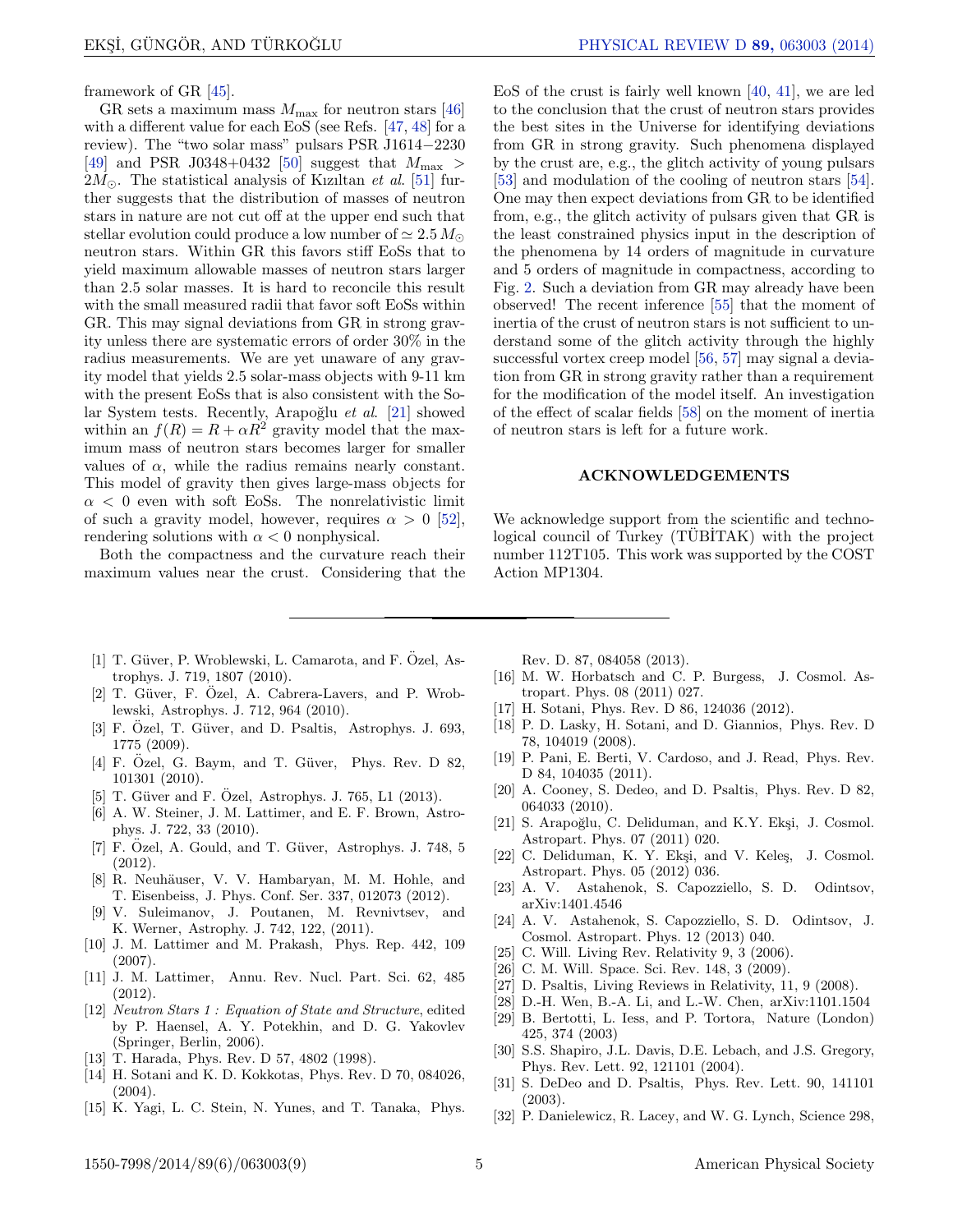framework of GR [45].

GR sets a maximum mass $M_{\rm max}$ for neutron stars [46] with a different value for each EoS (see Refs. [47, 48] for a review). The "two solar mass" pulsars PSR J1614−2230 [49] and PSR J0348+0432 [50] suggest that $M_{\rm max} > 2M_{\odot}$. The statistical analysis of Kızıltan *et al.* [51] further suggests that the distribution of masses of neutron stars in nature are not cut off at the upper end such that stellar evolution could produce a low number of $\simeq 2.5\,M_{\odot}$ neutron stars. Within GR this favors stiff EoSs that to yield maximum allowable masses of neutron stars larger than 2.5 solar masses. It is hard to reconcile this result with the small measured radii that favor soft EoSs within GR. This may signal deviations from GR in strong gravity unless there are systematic errors of order 30% in the radius measurements. We are yet unaware of any gravity model that yields 2.5 solar-mass objects with 9-11 km with the present EoSs that is also consistent with the Solar System tests. Recently, Arapoğlu *et al.* [21] showed within an $f(R) = R + \alpha R^2$ gravity model that the maximum mass of neutron stars becomes larger for smaller values of $\alpha$, while the radius remains nearly constant. This model of gravity then gives large-mass objects for $\alpha < 0$ even with soft EoSs. The nonrelativistic limit of such a gravity model, however, requires $\alpha > 0$ [52], rendering solutions with $\alpha < 0$ nonphysical.

Both the compactness and the curvature reach their maximum values near the crust. Considering that the EoS of the crust is fairly well known [40, 41], we are led to the conclusion that the crust of neutron stars provides the best sites in the Universe for identifying deviations from GR in strong gravity. Such phenomena displayed by the crust are, e.g., the glitch activity of young pulsars [53] and modulation of the cooling of neutron stars [54]. One may then expect deviations from GR to be identified from, e.g., the glitch activity of pulsars given that GR is the least constrained physics input in the description of the phenomena by 14 orders of magnitude in curvature and 5 orders of magnitude in compactness, according to Fig. 2. Such a deviation from GR may already have been observed! The recent inference [55] that the moment of inertia of the crust of neutron stars is not sufficient to understand some of the glitch activity through the highly successful vortex creep model [56, 57] may signal a deviation from GR in strong gravity rather than a requirement for the modification of the model itself. An investigation of the effect of scalar fields [58] on the moment of inertia of neutron stars is left for a future work.

## ACKNOWLEDGEMENTS

We acknowledge support from the scientific and technological council of Turkey (TÜBİTAK) with the project number 112T105. This work was supported by the COST Action MP1304.

---

[1] T. Güver, P. Wroblewski, L. Camarota, and F. Özel, Astrophys. J. 719, 1807 (2010).

[2] T. Güver, F. Özel, A. Cabrera-Lavers, and P. Wroblewski, Astrophys. J. 712, 964 (2010).

[3] F. Özel, T. Güver, and D. Psaltis, Astrophys. J. 693, 1775 (2009).

[4] F. Özel, G. Baym, and T. Güver, Phys. Rev. D 82, 101301 (2010).

[5] T. Güver and F. Özel, Astrophys. J. 765, L1 (2013).

[6] A. W. Steiner, J. M. Lattimer, and E. F. Brown, Astrophys. J. 722, 33 (2010).

[7] F. Özel, A. Gould, and T. Güver, Astrophys. J. 748, 5 (2012).

[8] R. Neuhäuser, V. V. Hambaryan, M. M. Hohle, and T. Eisenbeiss, J. Phys. Conf. Ser. 337, 012073 (2012).

[9] V. Suleimanov, J. Poutanen, M. Revnivtsev, and K. Werner, Astrophy. J. 742, 122, (2011).

[10] J. M. Lattimer and M. Prakash, Phys. Rep. 442, 109 (2007).

[11] J. M. Lattimer, Annu. Rev. Nucl. Part. Sci. 62, 485 (2012).

[12] *Neutron Stars 1 : Equation of State and Structure*, edited by P. Haensel, A. Y. Potekhin, and D. G. Yakovlev (Springer, Berlin, 2006).

[13] T. Harada, Phys. Rev. D 57, 4802 (1998).

[14] H. Sotani and K. D. Kokkotas, Phys. Rev. D 70, 084026, (2004).

[15] K. Yagi, L. C. Stein, N. Yunes, and T. Tanaka, Phys. Rev. D. 87, 084058 (2013).

[16] M. W. Horbatsch and C. P. Burgess, J. Cosmol. Astropart. Phys. 08 (2011) 027.

[17] H. Sotani, Phys. Rev. D 86, 124036 (2012).

[18] P. D. Lasky, H. Sotani, and D. Giannios, Phys. Rev. D 78, 104019 (2008).

[19] P. Pani, E. Berti, V. Cardoso, and J. Read, Phys. Rev. D 84, 104035 (2011).

[20] A. Cooney, S. Dedeo, and D. Psaltis, Phys. Rev. D 82, 064033 (2010).

[21] S. Arapoğlu, C. Deliduman, and K.Y. Ekşi, J. Cosmol. Astropart. Phys. 07 (2011) 020.

[22] C. Deliduman, K. Y. Ekşi, and V. Keleş, J. Cosmol. Astropart. Phys. 05 (2012) 036.

[23] A. V. Astahenok, S. Capozziello, S. D. Odintsov, arXiv:1401.4546

[24] A. V. Astahenok, S. Capozziello, S. D. Odintsov, J. Cosmol. Astropart. Phys. 12 (2013) 040.

[25] C. Will. Living Rev. Relativity 9, 3 (2006).

[26] C. M. Will. Space. Sci. Rev. 148, 3 (2009).

[27] D. Psaltis, Living Reviews in Relativity, 11, 9 (2008).

[28] D.-H. Wen, B.-A. Li, and L.-W. Chen, arXiv:1101.1504

[29] B. Bertotti, L. Iess, and P. Tortora, Nature (London) 425, 374 (2003)

[30] S.S. Shapiro, J.L. Davis, D.E. Lebach, and J.S. Gregory, Phys. Rev. Lett. 92, 121101 (2004).

[31] S. DeDeo and D. Psaltis, Phys. Rev. Lett. 90, 141101 (2003).

[32] P. Danielewicz, R. Lacey, and W. G. Lynch, Science 298,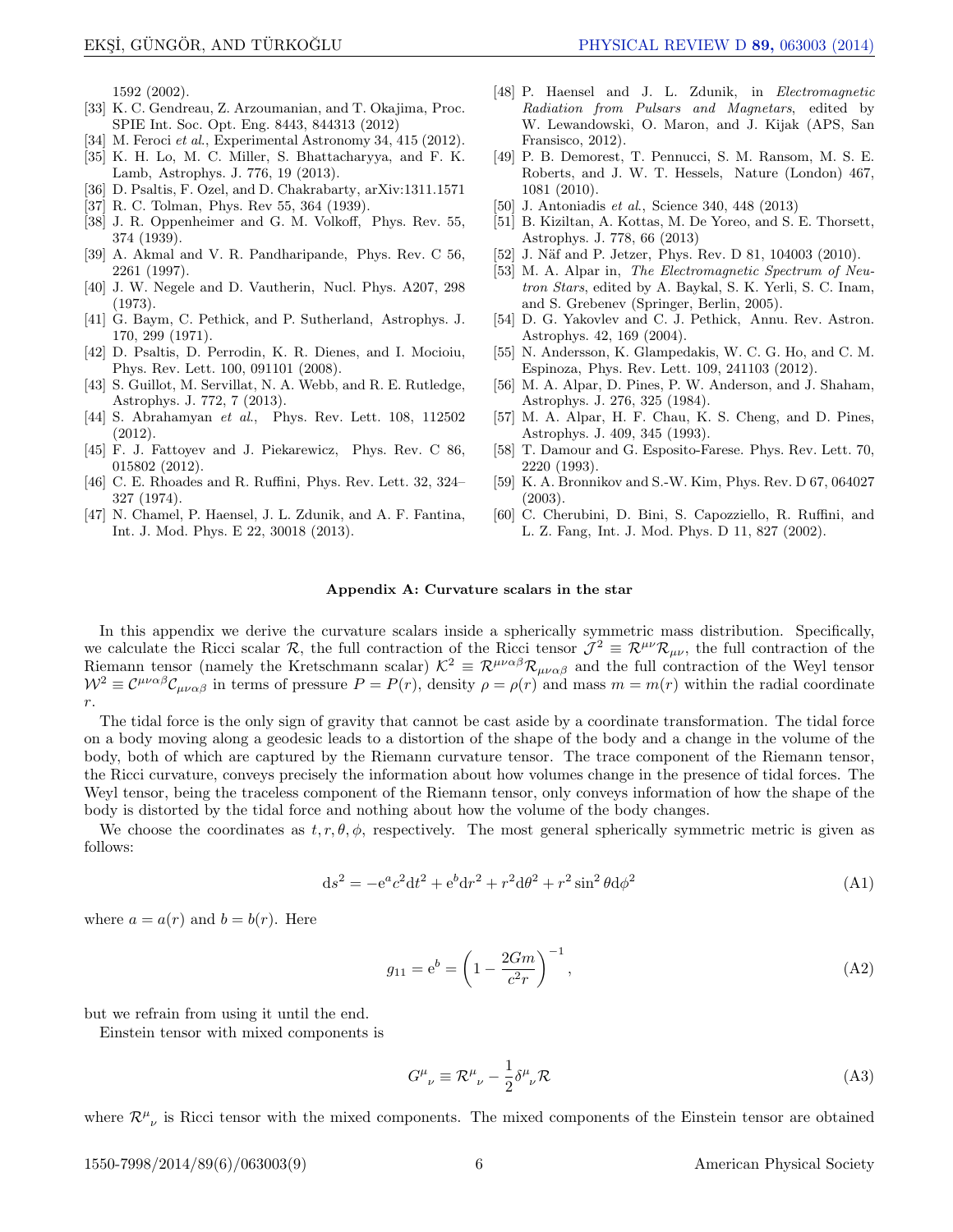1592 (2002).

[33] K. C. Gendreau, Z. Arzoumanian, and T. Okajima, Proc. SPIE Int. Soc. Opt. Eng. 8443, 844313 (2012)

[34] M. Feroci *et al.*, Experimental Astronomy 34, 415 (2012).

[35] K. H. Lo, M. C. Miller, S. Bhattacharyya, and F. K. Lamb, Astrophys. J. 776, 19 (2013).

[36] D. Psaltis, F. Ozel, and D. Chakrabarty, arXiv:1311.1571

[37] R. C. Tolman, Phys. Rev 55, 364 (1939).

[38] J. R. Oppenheimer and G. M. Volkoff, Phys. Rev. 55, 374 (1939).

[39] A. Akmal and V. R. Pandharipande, Phys. Rev. C 56, 2261 (1997).

[40] J. W. Negele and D. Vautherin, Nucl. Phys. A207, 298 (1973).

[41] G. Baym, C. Pethick, and P. Sutherland, Astrophys. J. 170, 299 (1971).

[42] D. Psaltis, D. Perrodin, K. R. Dienes, and I. Mocioiu, Phys. Rev. Lett. 100, 091101 (2008).

[43] S. Guillot, M. Servillat, N. A. Webb, and R. E. Rutledge, Astrophys. J. 772, 7 (2013).

[44] S. Abrahamyan *et al.*, Phys. Rev. Lett. 108, 112502 (2012).

[45] F. J. Fattoyev and J. Piekarewicz, Phys. Rev. C 86, 015802 (2012).

[46] C. E. Rhoades and R. Ruffini, Phys. Rev. Lett. 32, 324–327 (1974).

[47] N. Chamel, P. Haensel, J. L. Zdunik, and A. F. Fantina, Int. J. Mod. Phys. E 22, 30018 (2013).

[48] P. Haensel and J. L. Zdunik, in *Electromagnetic Radiation from Pulsars and Magnetars*, edited by W. Lewandowski, O. Maron, and J. Kijak (APS, San Fransisco, 2012).

[49] P. B. Demorest, T. Pennucci, S. M. Ransom, M. S. E. Roberts, and J. W. T. Hessels, Nature (London) 467, 1081 (2010).

[50] J. Antoniadis *et al.*, Science 340, 448 (2013)

[51] B. Kiziltan, A. Kottas, M. De Yoreo, and S. E. Thorsett, Astrophys. J. 778, 66 (2013)

[52] J. Näf and P. Jetzer, Phys. Rev. D 81, 104003 (2010).

[53] M. A. Alpar in, *The Electromagnetic Spectrum of Neutron Stars*, edited by A. Baykal, S. K. Yerli, S. C. Inam, and S. Grebenev (Springer, Berlin, 2005).

[54] D. G. Yakovlev and C. J. Pethick, Annu. Rev. Astron. Astrophys. 42, 169 (2004).

[55] N. Andersson, K. Glampedakis, W. C. G. Ho, and C. M. Espinoza, Phys. Rev. Lett. 109, 241103 (2012).

[56] M. A. Alpar, D. Pines, P. W. Anderson, and J. Shaham, Astrophys. J. 276, 325 (1984).

[57] M. A. Alpar, H. F. Chau, K. S. Cheng, and D. Pines, Astrophys. J. 409, 345 (1993).

[58] T. Damour and G. Esposito-Farese. Phys. Rev. Lett. 70, 2220 (1993).

[59] K. A. Bronnikov and S.-W. Kim, Phys. Rev. D 67, 064027 (2003).

[60] C. Cherubini, D. Bini, S. Capozziello, R. Ruffini, and L. Z. Fang, Int. J. Mod. Phys. D 11, 827 (2002).

## Appendix A: Curvature scalars in the star

In this appendix we derive the curvature scalars inside a spherically symmetric mass distribution. Specifically, we calculate the Ricci scalar $\mathcal{R}$, the full contraction of the Ricci tensor $\mathcal{J}^2 \equiv \mathcal{R}^{\mu\nu}\mathcal{R}_{\mu\nu}$, the full contraction of the Riemann tensor (namely the Kretschmann scalar) $\mathcal{K}^2 \equiv \mathcal{R}^{\mu\nu\alpha\beta}\mathcal{R}_{\mu\nu\alpha\beta}$ and the full contraction of the Weyl tensor $\mathcal{W}^2 \equiv \mathcal{C}^{\mu\nu\alpha\beta}\mathcal{C}_{\mu\nu\alpha\beta}$ in terms of pressure $P = P(r)$, density $\rho = \rho(r)$ and mass $m = m(r)$ within the radial coordinate $r$.

The tidal force is the only sign of gravity that cannot be cast aside by a coordinate transformation. The tidal force on a body moving along a geodesic leads to a distortion of the shape of the body and a change in the volume of the body, both of which are captured by the Riemann curvature tensor. The trace component of the Riemann tensor, the Ricci curvature, conveys precisely the information about how volumes change in the presence of tidal forces. The Weyl tensor, being the traceless component of the Riemann tensor, only conveys information of how the shape of the body is distorted by the tidal force and nothing about how the volume of the body changes.

We choose the coordinates as $t, r, \theta, \phi$, respectively. The most general spherically symmetric metric is given as follows:

$$\mathrm{d}s^2 = -\mathrm{e}^a c^2 \mathrm{d}t^2 + \mathrm{e}^b \mathrm{d}r^2 + r^2 \mathrm{d}\theta^2 + r^2 \sin^2\theta \mathrm{d}\phi^2 \tag{A1}$$

where $a = a(r)$ and $b = b(r)$. Here

$$g_{11} = \mathrm{e}^b = \left(1 - \frac{2Gm}{c^2 r}\right)^{-1}, \tag{A2}$$

but we refrain from using it until the end.

Einstein tensor with mixed components is

$$G^\mu{}_\nu \equiv \mathcal{R}^\mu{}_\nu - \frac{1}{2}\delta^\mu{}_\nu \mathcal{R} \tag{A3}$$

where $\mathcal{R}^\mu{}_\nu$ is Ricci tensor with the mixed components. The mixed components of the Einstein tensor are obtained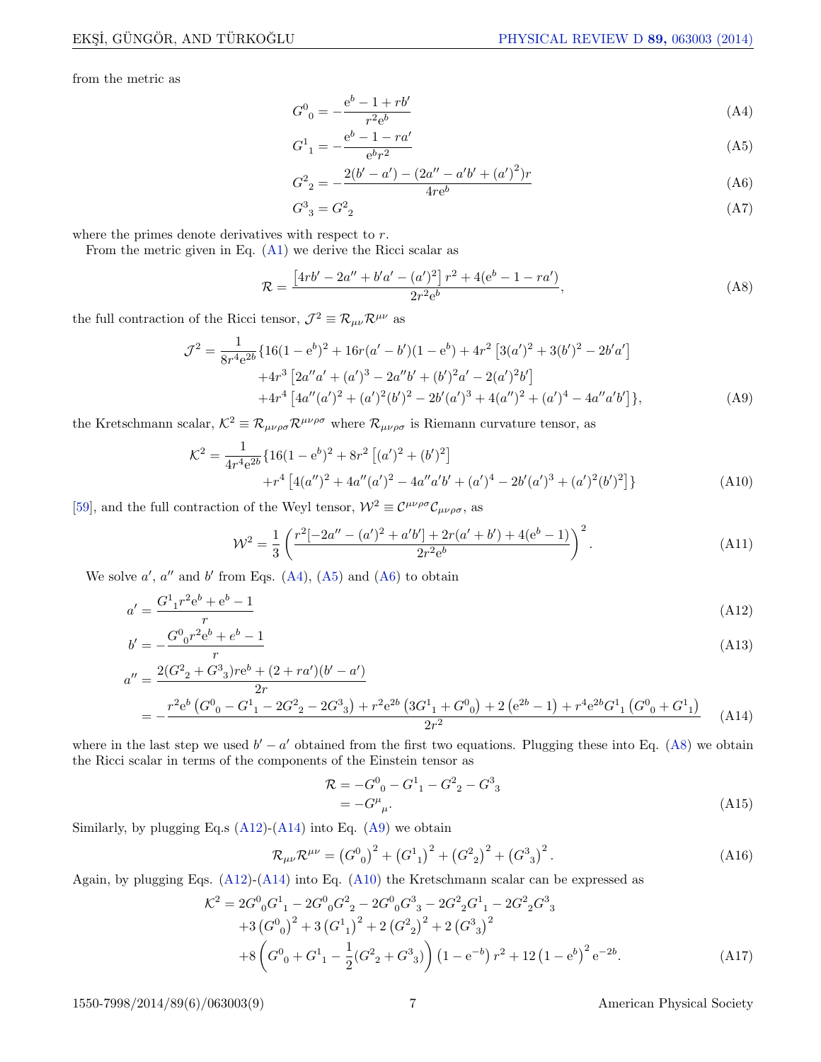from the metric as

$$G^0{}_0 = -\frac{e^b - 1 + rb'}{r^2 e^b} \tag{A4}$$

$$G^1{}_1 = -\frac{e^b - 1 - ra'}{e^b r^2} \tag{A5}$$

$$G^2{}_2 = -\frac{2(b' - a') - (2a'' - a'b' + (a')^2)r}{4re^b} \tag{A6}$$

$$G^3{}_3 = G^2{}_2 \tag{A7}$$

where the primes denote derivatives with respect to $r$.

From the metric given in Eq. (A1) we derive the Ricci scalar as

$$\mathcal{R} = \frac{\left[4rb' - 2a'' + b'a' - (a')^2\right] r^2 + 4(e^b - 1 - ra')}{2r^2 e^b}, \tag{A8}$$

the full contraction of the Ricci tensor, $\mathcal{J}^2 \equiv \mathcal{R}_{\mu\nu}\mathcal{R}^{\mu\nu}$ as

$$\begin{aligned}\mathcal{J}^2 = \frac{1}{8r^4 e^{2b}} \{ & 16(1 - e^b)^2 + 16r(a' - b')(1 - e^b) + 4r^2\left[3(a')^2 + 3(b')^2 - 2b'a'\right] \\ & + 4r^3\left[2a''a' + (a')^3 - 2a''b' + (b')^2 a' - 2(a')^2 b'\right] \\ & + 4r^4\left[4a''(a')^2 + (a')^2(b')^2 - 2b'(a')^3 + 4(a'')^2 + (a')^4 - 4a''a'b'\right]\},\end{aligned} \tag{A9}$$

the Kretschmann scalar, $\mathcal{K}^2 \equiv \mathcal{R}_{\mu\nu\rho\sigma}\mathcal{R}^{\mu\nu\rho\sigma}$ where $\mathcal{R}_{\mu\nu\rho\sigma}$ is Riemann curvature tensor, as

$$\begin{aligned}\mathcal{K}^2 = \frac{1}{4r^4 e^{2b}} \{ & 16(1 - e^b)^2 + 8r^2\left[(a')^2 + (b')^2\right] \\ & + r^4\left[4(a'')^2 + 4a''(a')^2 - 4a''a'b' + (a')^4 - 2b'(a')^3 + (a')^2(b')^2\right]\}\end{aligned} \tag{A10}$$

[59], and the full contraction of the Weyl tensor, $\mathcal{W}^2 \equiv \mathcal{C}^{\mu\nu\rho\sigma}\mathcal{C}_{\mu\nu\rho\sigma}$, as

$$\mathcal{W}^2 = \frac{1}{3}\left(\frac{r^2[-2a'' - (a')^2 + a'b'] + 2r(a' + b') + 4(e^b - 1)}{2r^2 e^b}\right)^2. \tag{A11}$$

We solve $a'$, $a''$ and $b'$ from Eqs. (A4), (A5) and (A6) to obtain

$$a' = \frac{G^1{}_1 r^2 e^b + e^b - 1}{r} \tag{A12}$$

$$b' = -\frac{G^0{}_0 r^2 e^b + e^b - 1}{r} \tag{A13}$$

$$\begin{aligned}a'' &= \frac{2(G^2{}_2 + G^3{}_3)re^b + (2 + ra')(b' - a')}{2r} \\ &= -\frac{r^2 e^b\left(G^0{}_0 - G^1{}_1 - 2G^2{}_2 - 2G^3{}_3\right) + r^2 e^{2b}\left(3G^1{}_1 + G^0{}_0\right) + 2\left(e^{2b} - 1\right) + r^4 e^{2b} G^1{}_1\left(G^0{}_0 + G^1{}_1\right)}{2r^2}\end{aligned} \tag{A14}$$

where in the last step we used $b' - a'$ obtained from the first two equations. Plugging these into Eq. (A8) we obtain the Ricci scalar in terms of the components of the Einstein tensor as

$$\begin{aligned}\mathcal{R} &= -G^0{}_0 - G^1{}_1 - G^2{}_2 - G^3{}_3 \\ &= -G^\mu{}_\mu.\end{aligned} \tag{A15}$$

Similarly, by plugging Eq.s (A12)-(A14) into Eq. (A9) we obtain

$$\mathcal{R}_{\mu\nu}\mathcal{R}^{\mu\nu} = \left(G^0{}_0\right)^2 + \left(G^1{}_1\right)^2 + \left(G^2{}_2\right)^2 + \left(G^3{}_3\right)^2. \tag{A16}$$

Again, by plugging Eqs. (A12)-(A14) into Eq. (A10) the Kretschmann scalar can be expressed as

$$\begin{aligned}\mathcal{K}^2 = & \, 2G^0{}_0 G^1{}_1 - 2G^0{}_0 G^2{}_2 - 2G^0{}_0 G^3{}_3 - 2G^2{}_2 G^1{}_1 - 2G^2{}_2 G^3{}_3 \\ & + 3\left(G^0{}_0\right)^2 + 3\left(G^1{}_1\right)^2 + 2\left(G^2{}_2\right)^2 + 2\left(G^3{}_3\right)^2 \\ & + 8\left(G^0{}_0 + G^1{}_1 - \frac{1}{2}(G^2{}_2 + G^3{}_3)\right)\left(1 - e^{-b}\right)r^2 + 12\left(1 - e^b\right)^2 e^{-2b}.\end{aligned} \tag{A17}$$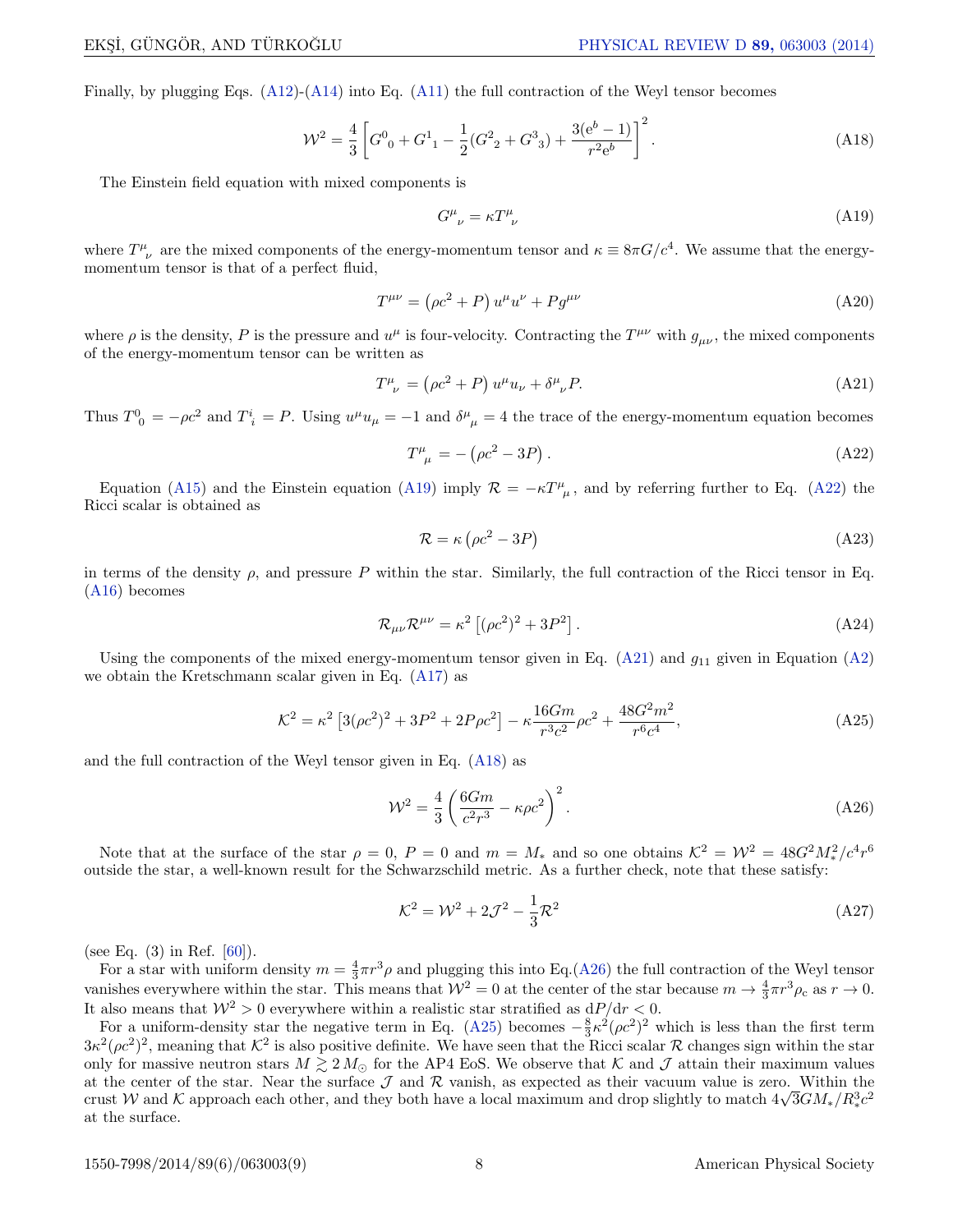Finally, by plugging Eqs. (A12)-(A14) into Eq. (A11) the full contraction of the Weyl tensor becomes

$$\mathcal{W}^2 = \frac{4}{3}\left[G^0{}_0 + G^1{}_1 - \frac{1}{2}(G^2{}_2 + G^3{}_3) + \frac{3(\mathrm{e}^b - 1)}{r^2\mathrm{e}^b}\right]^2. \tag{A18}$$

The Einstein field equation with mixed components is

$$G^\mu{}_\nu = \kappa T^\mu{}_\nu \tag{A19}$$

where $T^\mu{}_\nu$ are the mixed components of the energy-momentum tensor and $\kappa \equiv 8\pi G/c^4$. We assume that the energy-momentum tensor is that of a perfect fluid,

$$T^{\mu\nu} = \left(\rho c^2 + P\right) u^\mu u^\nu + P g^{\mu\nu} \tag{A20}$$

where $\rho$ is the density, $P$ is the pressure and $u^\mu$ is four-velocity. Contracting the $T^{\mu\nu}$ with $g_{\mu\nu}$, the mixed components of the energy-momentum tensor can be written as

$$T^\mu{}_\nu = \left(\rho c^2 + P\right) u^\mu u_\nu + \delta^\mu{}_\nu P. \tag{A21}$$

Thus $T^0{}_0 = -\rho c^2$ and $T^i{}_i = P$. Using $u^\mu u_\mu = -1$ and $\delta^\mu{}_\mu = 4$ the trace of the energy-momentum equation becomes

$$T^\mu{}_\mu = -\left(\rho c^2 - 3P\right). \tag{A22}$$

Equation (A15) and the Einstein equation (A19) imply $\mathcal{R} = -\kappa T^\mu{}_\mu$, and by referring further to Eq. (A22) the Ricci scalar is obtained as

$$\mathcal{R} = \kappa\left(\rho c^2 - 3P\right) \tag{A23}$$

in terms of the density $\rho$, and pressure $P$ within the star. Similarly, the full contraction of the Ricci tensor in Eq. (A16) becomes

$$\mathcal{R}_{\mu\nu}\mathcal{R}^{\mu\nu} = \kappa^2\left[(\rho c^2)^2 + 3P^2\right]. \tag{A24}$$

Using the components of the mixed energy-momentum tensor given in Eq. (A21) and $g_{11}$ given in Equation (A2) we obtain the Kretschmann scalar given in Eq. (A17) as

$$\mathcal{K}^2 = \kappa^2\left[3(\rho c^2)^2 + 3P^2 + 2P\rho c^2\right] - \kappa\frac{16Gm}{r^3c^2}\rho c^2 + \frac{48G^2m^2}{r^6c^4}, \tag{A25}$$

and the full contraction of the Weyl tensor given in Eq. (A18) as

$$\mathcal{W}^2 = \frac{4}{3}\left(\frac{6Gm}{c^2r^3} - \kappa\rho c^2\right)^2. \tag{A26}$$

Note that at the surface of the star $\rho = 0$, $P = 0$ and $m = M_*$ and so one obtains $\mathcal{K}^2 = \mathcal{W}^2 = 48G^2M_*^2/c^4r^6$ outside the star, a well-known result for the Schwarzschild metric. As a further check, note that these satisfy:

$$\mathcal{K}^2 = \mathcal{W}^2 + 2\mathcal{J}^2 - \frac{1}{3}\mathcal{R}^2 \tag{A27}$$

(see Eq. (3) in Ref. [60]).

For a star with uniform density $m = \frac{4}{3}\pi r^3\rho$ and plugging this into Eq.(A26) the full contraction of the Weyl tensor vanishes everywhere within the star. This means that $\mathcal{W}^2 = 0$ at the center of the star because $m \to \frac{4}{3}\pi r^3\rho_c$ as $r \to 0$. It also means that $\mathcal{W}^2 > 0$ everywhere within a realistic star stratified as $\mathrm{d}P/\mathrm{d}r < 0$.

For a uniform-density star the negative term in Eq. (A25) becomes $-\frac{8}{3}\kappa^2(\rho c^2)^2$ which is less than the first term $3\kappa^2(\rho c^2)^2$, meaning that $\mathcal{K}^2$ is also positive definite. We have seen that the Ricci scalar $\mathcal{R}$ changes sign within the star only for massive neutron stars $M \gtrsim 2\,M_\odot$ for the AP4 EoS. We observe that $\mathcal{K}$ and $\mathcal{J}$ attain their maximum values at the center of the star. Near the surface $\mathcal{J}$ and $\mathcal{R}$ vanish, as expected as their vacuum value is zero. Within the crust $\mathcal{W}$ and $\mathcal{K}$ approach each other, and they both have a local maximum and drop slightly to match $4\sqrt{3}GM_*/R_*^3c^2$ at the surface.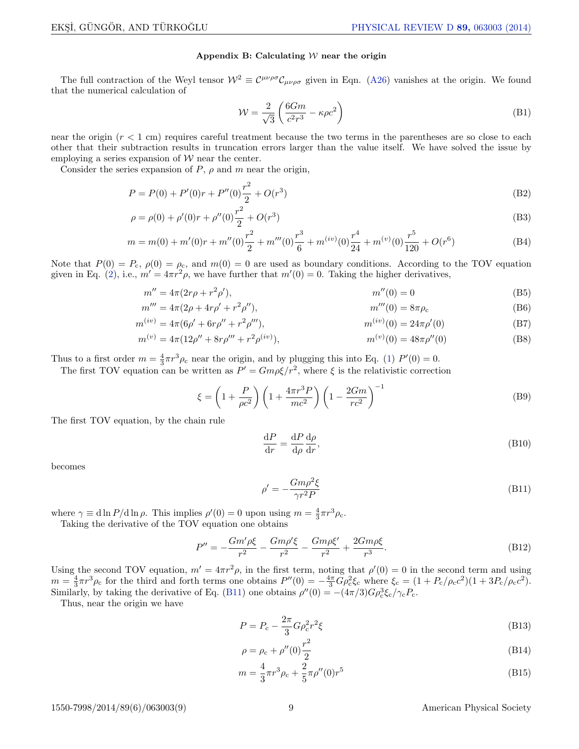### Appendix B: Calculating $\mathcal{W}$ near the origin

The full contraction of the Weyl tensor $\mathcal{W}^2 \equiv \mathcal{C}^{\mu\nu\rho\sigma}\mathcal{C}_{\mu\nu\rho\sigma}$ given in Eqn. (A26) vanishes at the origin. We found that the numerical calculation of

$$\mathcal{W} = \frac{2}{\sqrt{3}}\left(\frac{6Gm}{c^2 r^3} - \kappa\rho c^2\right) \tag{B1}$$

near the origin ($r < 1$ cm) requires careful treatment because the two terms in the parentheses are so close to each other that their subtraction results in truncation errors larger than the value itself. We have solved the issue by employing a series expansion of $\mathcal{W}$ near the center.

Consider the series expansion of $P$, $\rho$ and $m$ near the origin,

$$P = P(0) + P'(0)r + P''(0)\frac{r^2}{2} + O(r^3) \tag{B2}$$

$$\rho = \rho(0) + \rho'(0)r + \rho''(0)\frac{r^2}{2} + O(r^3) \tag{B3}$$

$$m = m(0) + m'(0)r + m''(0)\frac{r^2}{2} + m'''(0)\frac{r^3}{6} + m^{(iv)}(0)\frac{r^4}{24} + m^{(v)}(0)\frac{r^5}{120} + O(r^6) \tag{B4}$$

Note that $P(0) = P_{\rm c}$, $\rho(0) = \rho_{\rm c}$, and $m(0) = 0$ are used as boundary conditions. According to the TOV equation given in Eq. (2), i.e., $m' = 4\pi r^2\rho$, we have further that $m'(0) = 0$. Taking the higher derivatives,

$$m'' = 4\pi(2r\rho + r^2\rho'), \qquad m''(0) = 0 \tag{B5}$$

$$m''' = 4\pi(2\rho + 4r\rho' + r^2\rho''), \qquad m'''(0) = 8\pi\rho_{\rm c} \tag{B6}$$

$$m^{(iv)} = 4\pi(6\rho' + 6r\rho'' + r^2\rho'''), \qquad m^{(iv)}(0) = 24\pi\rho'(0) \tag{B7}$$

$$m^{(v)} = 4\pi(12\rho'' + 8r\rho''' + r^2\rho^{(iv)}), \qquad m^{(v)}(0) = 48\pi\rho''(0) \tag{B8}$$

Thus to a first order $m = \frac{4}{3}\pi r^3\rho_{\rm c}$ near the origin, and by plugging this into Eq. (1) $P'(0) = 0$.

The first TOV equation can be written as $P' = Gm\rho\xi/r^2$, where $\xi$ is the relativistic correction

$$\xi = \left(1 + \frac{P}{\rho c^2}\right)\left(1 + \frac{4\pi r^3 P}{mc^2}\right)\left(1 - \frac{2Gm}{rc^2}\right)^{-1} \tag{B9}$$

The first TOV equation, by the chain rule

$$\frac{{\rm d}P}{{\rm d}r} = \frac{{\rm d}P}{{\rm d}\rho}\frac{{\rm d}\rho}{{\rm d}r}, \tag{B10}$$

becomes

$$\rho' = -\frac{Gm\rho^2\xi}{\gamma r^2 P} \tag{B11}$$

where $\gamma \equiv {\rm d}\ln P/{\rm d}\ln\rho$. This implies $\rho'(0) = 0$ upon using $m = \frac{4}{3}\pi r^3\rho_{\rm c}$.

Taking the derivative of the TOV equation one obtains

$$P'' = -\frac{Gm'\rho\xi}{r^2} - \frac{Gm\rho'\xi}{r^2} - \frac{Gm\rho\xi'}{r^2} + \frac{2Gm\rho\xi}{r^3}. \tag{B12}$$

Using the second TOV equation, $m' = 4\pi r^2\rho$, in the first term, noting that $\rho'(0) = 0$ in the second term and using $m = \frac{4}{3}\pi r^3\rho_{\rm c}$ for the third and forth terms one obtains $P''(0) = -\frac{4\pi}{3}G\rho_{\rm c}^2\xi_{\rm c}$ where $\xi_{\rm c} = (1 + P_{\rm c}/\rho_{\rm c}c^2)(1 + 3P_{\rm c}/\rho_{\rm c}c^2)$. Similarly, by taking the derivative of Eq. (B11) one obtains $\rho''(0) = -(4\pi/3)G\rho_{\rm c}^3\xi_{\rm c}/\gamma_{\rm c}P_{\rm c}$.

Thus, near the origin we have

$$P = P_{\rm c} - \frac{2\pi}{3}G\rho_{\rm c}^2 r^2\xi \tag{B13}$$

$$\rho = \rho_{\rm c} + \rho''(0)\frac{r^2}{2} \tag{B14}$$

$$m = \frac{4}{3}\pi r^3\rho_{\rm c} + \frac{2}{5}\pi\rho''(0)r^5 \tag{B15}$$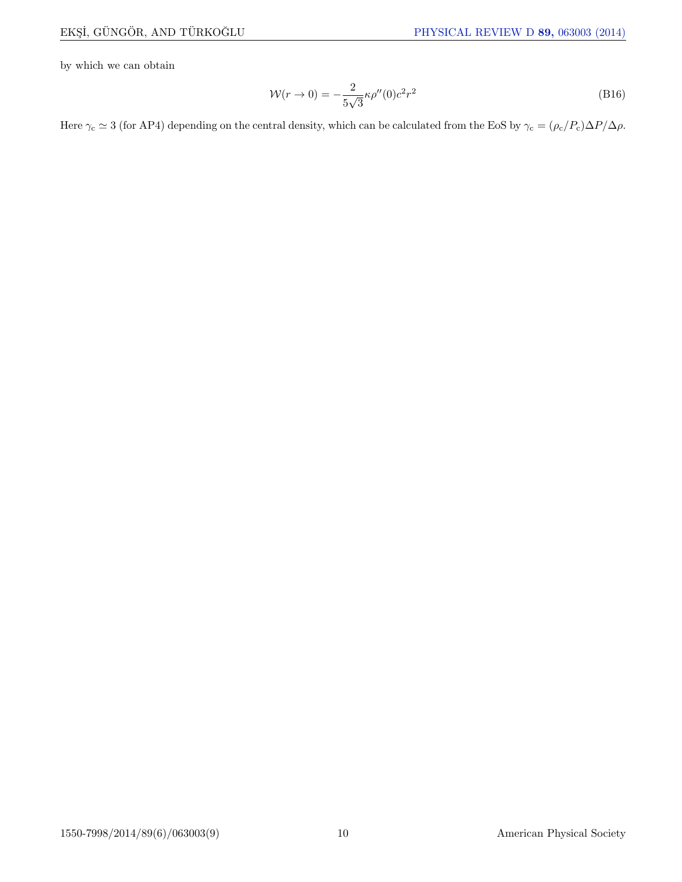by which we can obtain

$$\mathcal{W}(r \to 0) = -\frac{2}{5\sqrt{3}}\kappa \rho''(0) c^2 r^2 \tag{B16}$$

Here $\gamma_{\rm c} \simeq 3$ (for AP4) depending on the central density, which can be calculated from the EoS by $\gamma_{\rm c} = (\rho_{\rm c}/P_{\rm c})\Delta P/\Delta\rho$.